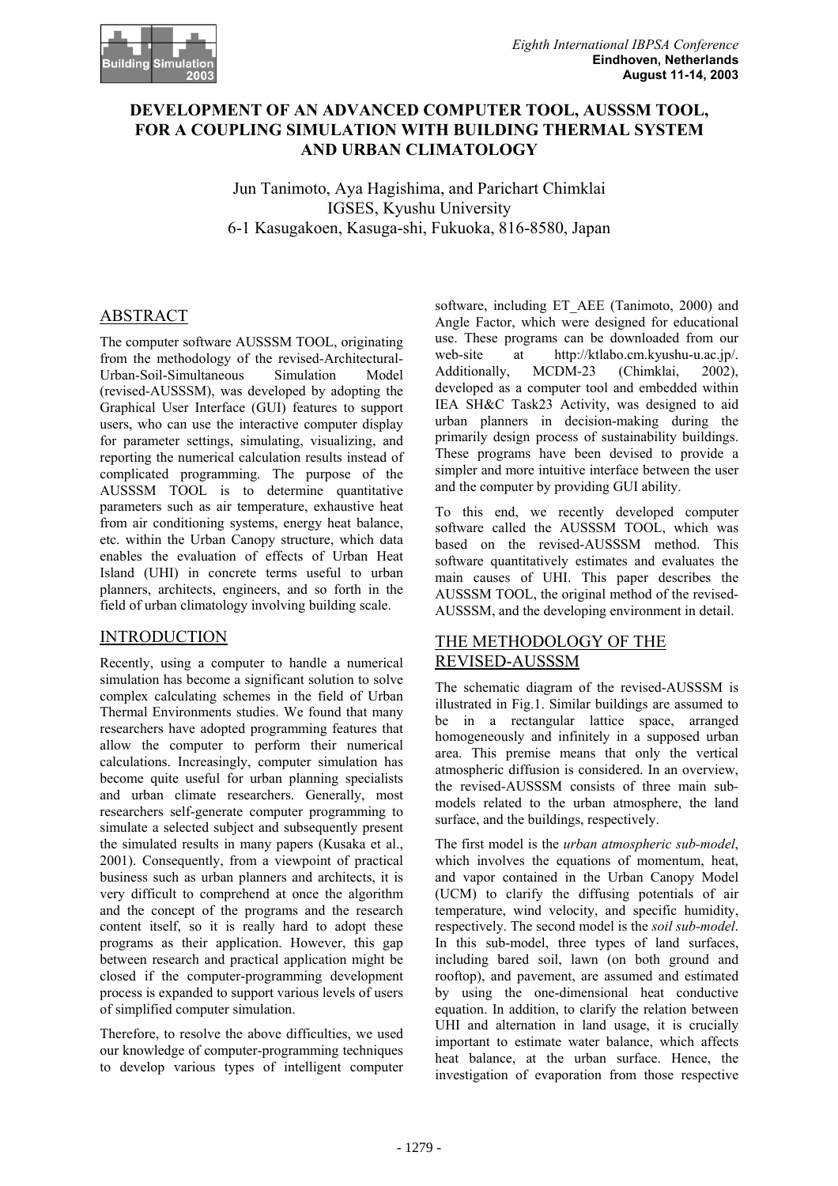# DEVELOPMENT OF AN ADVANCED COMPUTER TOOL, AUSSSM TOOL, FOR A COUPLING SIMULATION WITH BUILDING THERMAL SYSTEM AND URBAN CLIMATOLOGY

Jun Tanimoto, Aya Hagishima, and Parichart Chimklai
IGSES, Kyushu University
6-1 Kasugakoen, Kasuga-shi, Fukuoka, 816-8580, Japan

## ABSTRACT

The computer software AUSSSM TOOL, originating from the methodology of the revised-Architectural-Urban-Soil-Simultaneous Simulation Model (revised-AUSSSM), was developed by adopting the Graphical User Interface (GUI) features to support users, who can use the interactive computer display for parameter settings, simulating, visualizing, and reporting the numerical calculation results instead of complicated programming. The purpose of the AUSSSM TOOL is to determine quantitative parameters such as air temperature, exhaustive heat from air conditioning systems, energy heat balance, etc. within the Urban Canopy structure, which data enables the evaluation of effects of Urban Heat Island (UHI) in concrete terms useful to urban planners, architects, engineers, and so forth in the field of urban climatology involving building scale.

## INTRODUCTION

Recently, using a computer to handle a numerical simulation has become a significant solution to solve complex calculating schemes in the field of Urban Thermal Environments studies. We found that many researchers have adopted programming features that allow the computer to perform their numerical calculations. Increasingly, computer simulation has become quite useful for urban planning specialists and urban climate researchers. Generally, most researchers self-generate computer programming to simulate a selected subject and subsequently present the simulated results in many papers (Kusaka et al., 2001). Consequently, from a viewpoint of practical business such as urban planners and architects, it is very difficult to comprehend at once the algorithm and the concept of the programs and the research content itself, so it is really hard to adopt these programs as their application. However, this gap between research and practical application might be closed if the computer-programming development process is expanded to support various levels of users of simplified computer simulation.

Therefore, to resolve the above difficulties, we used our knowledge of computer-programming techniques to develop various types of intelligent computer software, including ET_AEE (Tanimoto, 2000) and Angle Factor, which were designed for educational use. These programs can be downloaded from our web-site at http://ktlabo.cm.kyushu-u.ac.jp/. Additionally, MCDM-23 (Chimklai, 2002), developed as a computer tool and embedded within IEA SH&C Task23 Activity, was designed to aid urban planners in decision-making during the primarily design process of sustainability buildings. These programs have been devised to provide a simpler and more intuitive interface between the user and the computer by providing GUI ability.

To this end, we recently developed computer software called the AUSSSM TOOL, which was based on the revised-AUSSSM method. This software quantitatively estimates and evaluates the main causes of UHI. This paper describes the AUSSSM TOOL, the original method of the revised-AUSSSM, and the developing environment in detail.

## THE METHODOLOGY OF THE REVISED-AUSSSM

The schematic diagram of the revised-AUSSSM is illustrated in Fig.1. Similar buildings are assumed to be in a rectangular lattice space, arranged homogeneously and infinitely in a supposed urban area. This premise means that only the vertical atmospheric diffusion is considered. In an overview, the revised-AUSSSM consists of three main sub-models related to the urban atmosphere, the land surface, and the buildings, respectively.

The first model is the *urban atmospheric sub-model*, which involves the equations of momentum, heat, and vapor contained in the Urban Canopy Model (UCM) to clarify the diffusing potentials of air temperature, wind velocity, and specific humidity, respectively. The second model is the *soil sub-model*. In this sub-model, three types of land surfaces, including bared soil, lawn (on both ground and rooftop), and pavement, are assumed and estimated by using the one-dimensional heat conductive equation. In addition, to clarify the relation between UHI and alternation in land usage, it is crucially important to estimate water balance, which affects heat balance, at the urban surface. Hence, the investigation of evaporation from those respective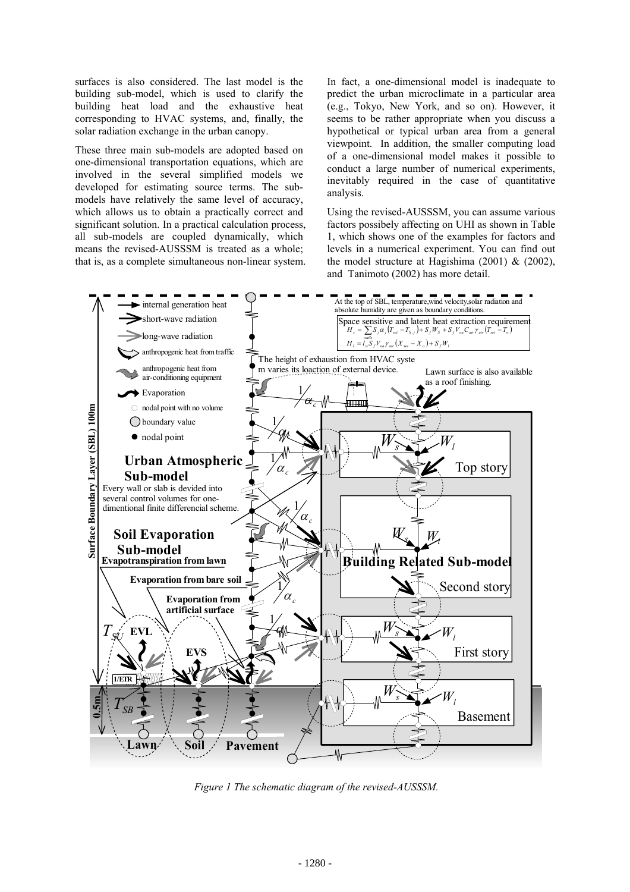surfaces is also considered. The last model is the building sub-model, which is used to clarify the building heat load and the exhaustive heat corresponding to HVAC systems, and, finally, the solar radiation exchange in the urban canopy.

These three main sub-models are adopted based on one-dimensional transportation equations, which are involved in the several simplified models we developed for estimating source terms. The sub-models have relatively the same level of accuracy, which allows us to obtain a practically correct and significant solution. In a practical calculation process, all sub-models are coupled dynamically, which means the revised-AUSSSM is treated as a whole; that is, as a complete simultaneous non-linear system.

In fact, a one-dimensional model is inadequate to predict the urban microclimate in a particular area (e.g., Tokyo, New York, and so on). However, it seems to be rather appropriate when you discuss a hypothetical or typical urban area from a general viewpoint. In addition, the smaller computing load of a one-dimensional model makes it possible to conduct a large number of numerical experiments, inevitably required in the case of quantitative analysis.

Using the revised-AUSSSM, you can assume various factors possibly affecting on UHI as shown in Table 1, which shows one of the examples for factors and levels in a numerical experiment. You can find out the model structure at Hagishima (2001) & (2002), and Tanimoto (2002) has more detail.

*Figure 1 The schematic diagram of the revised-AUSSSM.*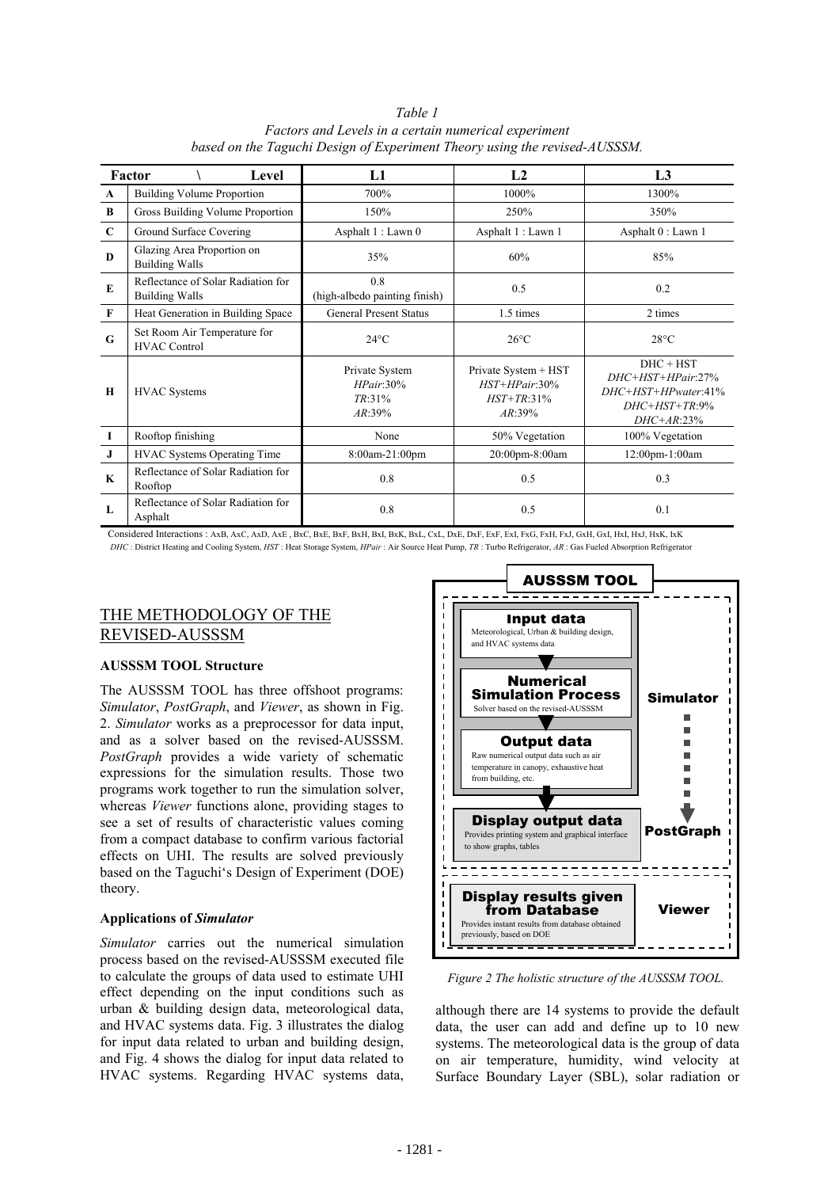*Table 1*
*Factors and Levels in a certain numerical experiment based on the Taguchi Design of Experiment Theory using the revised-AUSSSM.*

| Factor | \ Level | L1 | L2 | L3 |
|---|---|---|---|---|
| **A** | Building Volume Proportion | 700% | 1000% | 1300% |
| **B** | Gross Building Volume Proportion | 150% | 250% | 350% |
| **C** | Ground Surface Covering | Asphalt 1 : Lawn 0 | Asphalt 1 : Lawn 1 | Asphalt 0 : Lawn 1 |
| **D** | Glazing Area Proportion on Building Walls | 35% | 60% | 85% |
| **E** | Reflectance of Solar Radiation for Building Walls | 0.8 (high-albedo painting finish) | 0.5 | 0.2 |
| **F** | Heat Generation in Building Space | General Present Status | 1.5 times | 2 times |
| **G** | Set Room Air Temperature for HVAC Control | 24°C | 26°C | 28°C |
| **H** | HVAC Systems | Private System *HPair*:30% *TR*:31% *AR*:39% | Private System + HST *HST+HPair*:30% *HST+TR*:31% *AR*:39% | DHC + HST *DHC+HST+HPair*:27% *DHC+HST+HPwater*:41% *DHC+HST+TR*:9% *DHC+AR*:23% |
| **I** | Rooftop finishing | None | 50% Vegetation | 100% Vegetation |
| **J** | HVAC Systems Operating Time | 8:00am-21:00pm | 20:00pm-8:00am | 12:00pm-1:00am |
| **K** | Reflectance of Solar Radiation for Rooftop | 0.8 | 0.5 | 0.3 |
| **L** | Reflectance of Solar Radiation for Asphalt | 0.8 | 0.5 | 0.1 |

Considered Interactions : AxB, AxC, AxD, AxE , BxC, BxE, BxF, BxH, BxI, BxK, BxL, CxL, DxE, DxF, ExF, ExI, FxG, FxH, FxJ, GxH, GxI, HxI, HxJ, HxK, IxK
*DHC* : District Heating and Cooling System, *HST* : Heat Storage System, *HPair* : Air Source Heat Pump, *TR* : Turbo Refrigerator, *AR* : Gas Fueled Absorption Refrigerator

## THE METHODOLOGY OF THE REVISED-AUSSSM

### AUSSSM TOOL Structure

The AUSSSM TOOL has three offshoot programs: *Simulator*, *PostGraph*, and *Viewer*, as shown in Fig. 2. *Simulator* works as a preprocessor for data input, and as a solver based on the revised-AUSSSM. *PostGraph* provides a wide variety of schematic expressions for the simulation results. Those two programs work together to run the simulation solver, whereas *Viewer* functions alone, providing stages to see a set of results of characteristic values coming from a compact database to confirm various factorial effects on UHI. The results are solved previously based on the Taguchi's Design of Experiment (DOE) theory.

AUSSSM TOOL

Simulator:
- **Input data** — Meteorological, Urban & building design, and HVAC systems data
- **Numerical Simulation Process** — Solver based on the revised-AUSSSM
- **Output data** — Raw numerical output data such as air temperature in canopy, exhaustive heat from building, etc.

PostGraph:
- **Display output data** — Provides printing system and graphical interface to show graphs, tables

Viewer:
- **Display results given from Database** — Provides instant results from database obtained previously, based on DOE

*Figure 2 The holistic structure of the AUSSSM TOOL.*

### Applications of *Simulator*

*Simulator* carries out the numerical simulation process based on the revised-AUSSSM executed file to calculate the groups of data used to estimate UHI effect depending on the input conditions such as urban & building design data, meteorological data, and HVAC systems data. Fig. 3 illustrates the dialog for input data related to urban and building design, and Fig. 4 shows the dialog for input data related to HVAC systems. Regarding HVAC systems data, although there are 14 systems to provide the default data, the user can add and define up to 10 new systems. The meteorological data is the group of data on air temperature, humidity, wind velocity at Surface Boundary Layer (SBL), solar radiation or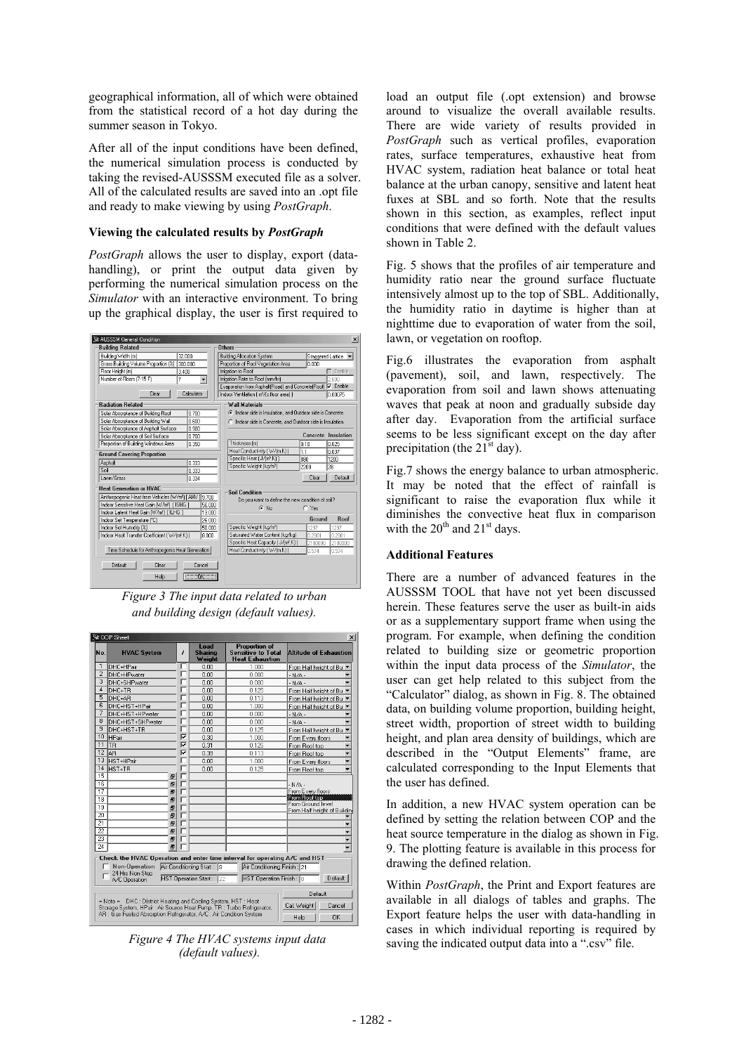geographical information, all of which were obtained from the statistical record of a hot day during the summer season in Tokyo.

After all of the input conditions have been defined, the numerical simulation process is conducted by taking the revised-AUSSSM executed file as a solver. All of the calculated results are saved into an .opt file and ready to make viewing by using *PostGraph*.

**Viewing the calculated results by *PostGraph***

*PostGraph* allows the user to display, export (data-handling), or print the output data given by performing the numerical simulation process on the *Simulator* with an interactive environment. To bring up the graphical display, the user is first required to

*Figure 3 The input data related to urban and building design (default values).*

*Figure 4 The HVAC systems input data (default values).*

load an output file (.opt extension) and browse around to visualize the overall available results. There are wide variety of results provided in *PostGraph* such as vertical profiles, evaporation rates, surface temperatures, exhaustive heat from HVAC system, radiation heat balance or total heat balance at the urban canopy, sensitive and latent heat fuxes at SBL and so forth. Note that the results shown in this section, as examples, reflect input conditions that were defined with the default values shown in Table 2.

Fig. 5 shows that the profiles of air temperature and humidity ratio near the ground surface fluctuate intensively almost up to the top of SBL. Additionally, the humidity ratio in daytime is higher than at nighttime due to evaporation of water from the soil, lawn, or vegetation on rooftop.

Fig.6 illustrates the evaporation from asphalt (pavement), soil, and lawn, respectively. The evaporation from soil and lawn shows attenuating waves that peak at noon and gradually subside day after day. Evaporation from the artificial surface seems to be less significant except on the day after precipitation (the 21st day).

Fig.7 shows the energy balance to urban atmospheric. It may be noted that the effect of rainfall is significant to raise the evaporation flux while it diminishes the convective heat flux in comparison with the 20th and 21st days.

**Additional Features**

There are a number of advanced features in the AUSSSM TOOL that have not yet been discussed herein. These features serve the user as built-in aids or as a supplementary support frame when using the program. For example, when defining the condition related to building size or geometric proportion within the input data process of the *Simulator*, the user can get help related to this subject from the "Calculator" dialog, as shown in Fig. 8. The obtained data, on building volume proportion, building height, street width, proportion of street width to building height, and plan area density of buildings, which are described in the "Output Elements" frame, are calculated corresponding to the Input Elements that the user has defined.

In addition, a new HVAC system operation can be defined by setting the relation between COP and the heat source temperature in the dialog as shown in Fig. 9. The plotting feature is available in this process for drawing the defined relation.

Within *PostGraph*, the Print and Export features are available in all dialogs of tables and graphs. The Export feature helps the user with data-handling in cases in which individual reporting is required by saving the indicated output data into a ".csv" file.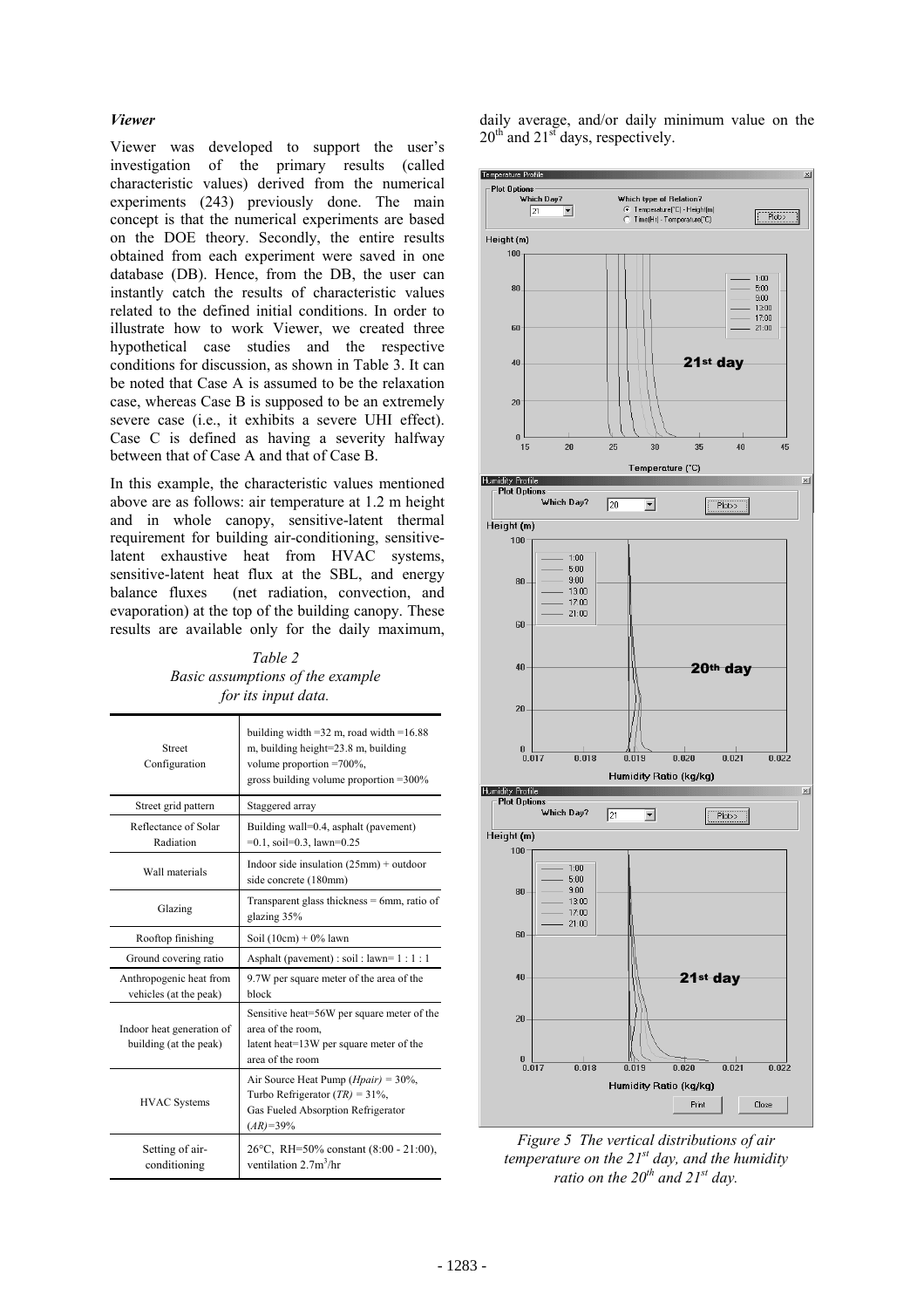### *Viewer*

Viewer was developed to support the user's investigation of the primary results (called characteristic values) derived from the numerical experiments (243) previously done. The main concept is that the numerical experiments are based on the DOE theory. Secondly, the entire results obtained from each experiment were saved in one database (DB). Hence, from the DB, the user can instantly catch the results of characteristic values related to the defined initial conditions. In order to illustrate how to work Viewer, we created three hypothetical case studies and the respective conditions for discussion, as shown in Table 3. It can be noted that Case A is assumed to be the relaxation case, whereas Case B is supposed to be an extremely severe case (i.e., it exhibits a severe UHI effect). Case C is defined as having a severity halfway between that of Case A and that of Case B.

In this example, the characteristic values mentioned above are as follows: air temperature at 1.2 m height and in whole canopy, sensitive-latent thermal requirement for building air-conditioning, sensitive-latent exhaustive heat from HVAC systems, sensitive-latent heat flux at the SBL, and energy balance fluxes (net radiation, convection, and evaporation) at the top of the building canopy. These results are available only for the daily maximum, daily average, and/or daily minimum value on the $20^{th}$ and $21^{st}$ days, respectively.

*Table 2*
*Basic assumptions of the example for its input data.*

| | |
|---|---|
| Street Configuration | building width =32 m, road width =16.88 m, building height=23.8 m, building volume proportion =700%, gross building volume proportion =300% |
| Street grid pattern | Staggered array |
| Reflectance of Solar Radiation | Building wall=0.4, asphalt (pavement) =0.1, soil=0.3, lawn=0.25 |
| Wall materials | Indoor side insulation (25mm) + outdoor side concrete (180mm) |
| Glazing | Transparent glass thickness = 6mm, ratio of glazing 35% |
| Rooftop finishing | Soil (10cm) + 0% lawn |
| Ground covering ratio | Asphalt (pavement) : soil : lawn= 1 : 1 : 1 |
| Anthropogenic heat from vehicles (at the peak) | 9.7W per square meter of the area of the block |
| Indoor heat generation of building (at the peak) | Sensitive heat=56W per square meter of the area of the room, latent heat=13W per square meter of the area of the room |
| HVAC Systems | Air Source Heat Pump (*Hpair)* = 30%, Turbo Refrigerator (*TR)* = 31%, Gas Fueled Absorption Refrigerator (*AR)*=39% |
| Setting of air-conditioning | 26°C, RH=50% constant (8:00 - 21:00), ventilation 2.7m$^3$/hr |

*Figure 5 The vertical distributions of air temperature on the $21^{st}$ day, and the humidity ratio on the $20^{th}$ and $21^{st}$ day.*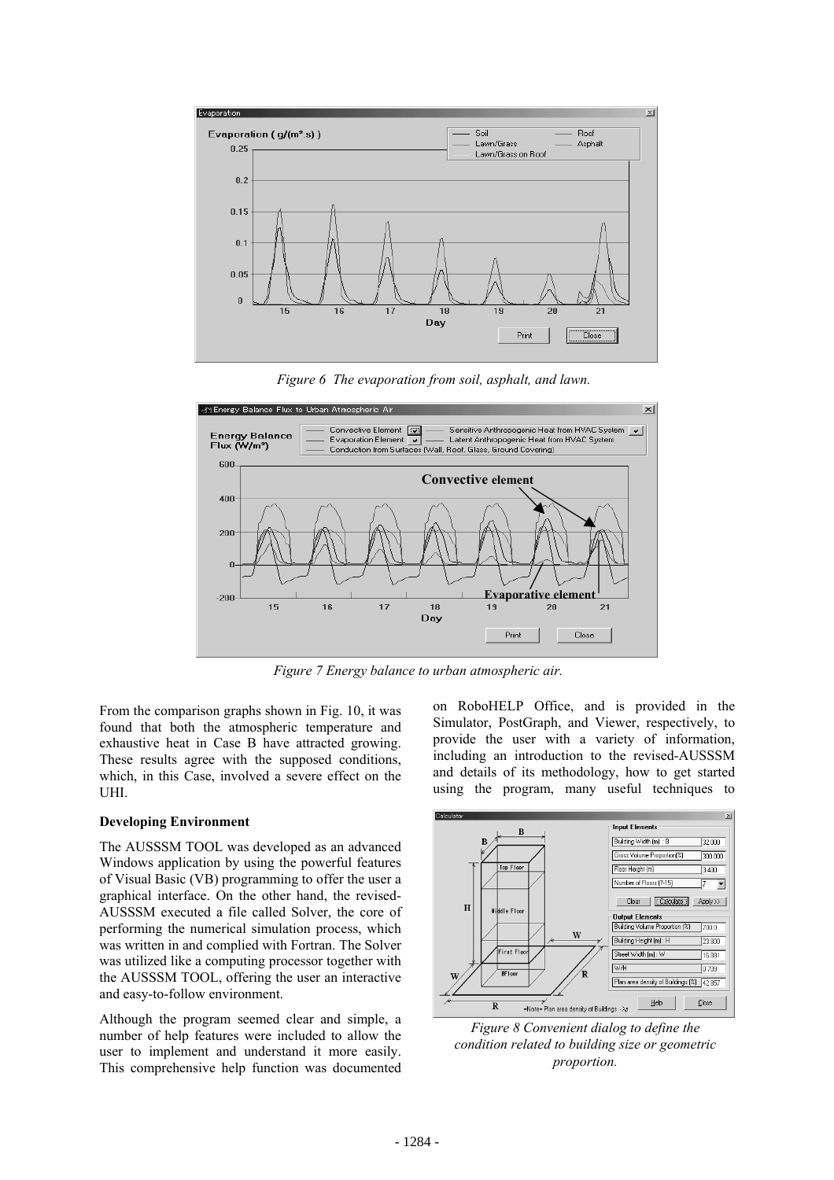*Figure 6 The evaporation from soil, asphalt, and lawn.*

*Figure 7 Energy balance to urban atmospheric air.*

From the comparison graphs shown in Fig. 10, it was found that both the atmospheric temperature and exhaustive heat in Case B have attracted growing. These results agree with the supposed conditions, which, in this Case, involved a severe effect on the UHI.

**Developing Environment**

The AUSSSM TOOL was developed as an advanced Windows application by using the powerful features of Visual Basic (VB) programming to offer the user a graphical interface. On the other hand, the revised-AUSSSM executed a file called Solver, the core of performing the numerical simulation process, which was written in and complied with Fortran. The Solver was utilized like a computing processor together with the AUSSSM TOOL, offering the user an interactive and easy-to-follow environment.

Although the program seemed clear and simple, a number of help features were included to allow the user to implement and understand it more easily. This comprehensive help function was documented on RoboHELP Office, and is provided in the Simulator, PostGraph, and Viewer, respectively, to provide the user with a variety of information, including an introduction to the revised-AUSSSM and details of its methodology, how to get started using the program, many useful techniques to

*Figure 8 Convenient dialog to define the condition related to building size or geometric proportion.*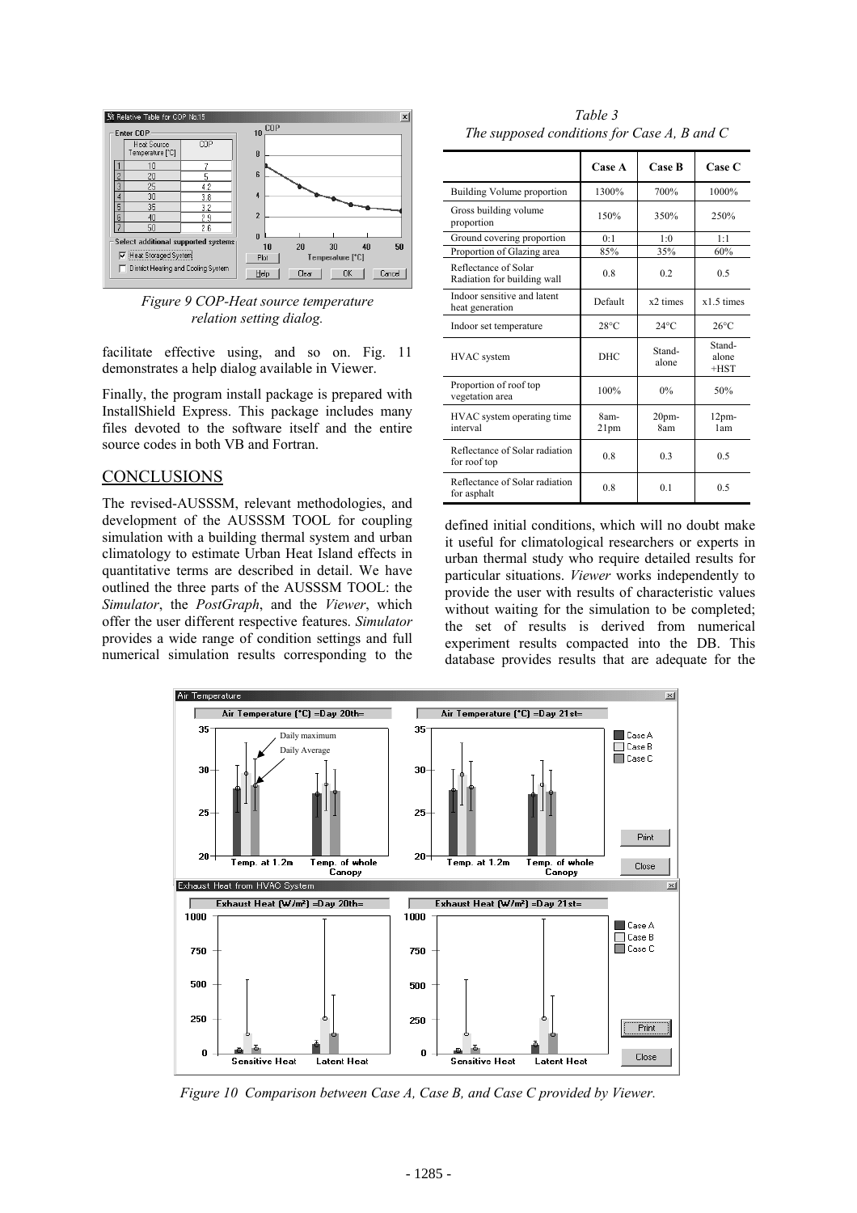*Figure 9 COP-Heat source temperature relation setting dialog.*

facilitate effective using, and so on. Fig. 11 demonstrates a help dialog available in Viewer.

Finally, the program install package is prepared with InstallShield Express. This package includes many files devoted to the software itself and the entire source codes in both VB and Fortran.

## CONCLUSIONS

The revised-AUSSSM, relevant methodologies, and development of the AUSSSM TOOL for coupling simulation with a building thermal system and urban climatology to estimate Urban Heat Island effects in quantitative terms are described in detail. We have outlined the three parts of the AUSSSM TOOL: the *Simulator*, the *PostGraph*, and the *Viewer*, which offer the user different respective features. *Simulator* provides a wide range of condition settings and full numerical simulation results corresponding to the defined initial conditions, which will no doubt make it useful for climatological researchers or experts in urban thermal study who require detailed results for particular situations. *Viewer* works independently to provide the user with results of characteristic values without waiting for the simulation to be completed; the set of results is derived from numerical experiment results compacted into the DB. This database provides results that are adequate for the

*Table 3*
*The supposed conditions for Case A, B and C*

| | Case A | Case B | Case C |
|---|---|---|---|
| Building Volume proportion | 1300% | 700% | 1000% |
| Gross building volume proportion | 150% | 350% | 250% |
| Ground covering proportion | 0:1 | 1:0 | 1:1 |
| Proportion of Glazing area | 85% | 35% | 60% |
| Reflectance of Solar Radiation for building wall | 0.8 | 0.2 | 0.5 |
| Indoor sensitive and latent heat generation | Default | x2 times | x1.5 times |
| Indoor set temperature | 28°C | 24°C | 26°C |
| HVAC system | DHC | Stand-alone | Stand-alone +HST |
| Proportion of roof top vegetation area | 100% | 0% | 50% |
| HVAC system operating time interval | 8am-21pm | 20pm-8am | 12pm-1am |
| Reflectance of Solar radiation for roof top | 0.8 | 0.3 | 0.5 |
| Reflectance of Solar radiation for asphalt | 0.8 | 0.1 | 0.5 |

*Figure 10 Comparison between Case A, Case B, and Case C provided by Viewer.*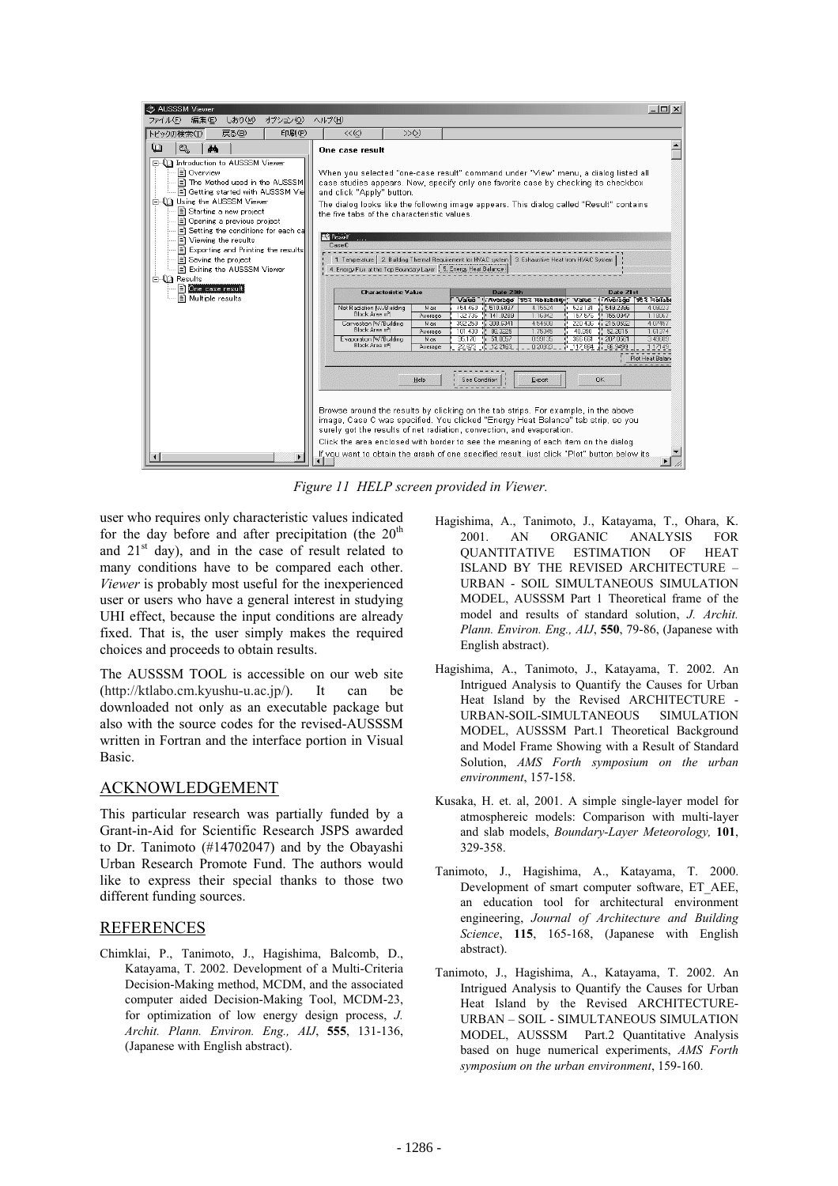*Figure 11 HELP screen provided in Viewer.*

user who requires only characteristic values indicated for the day before and after precipitation (the 20th and 21st day), and in the case of result related to many conditions have to be compared each other. *Viewer* is probably most useful for the inexperienced user or users who have a general interest in studying UHI effect, because the input conditions are already fixed. That is, the user simply makes the required choices and proceeds to obtain results.

The AUSSSM TOOL is accessible on our web site (http://ktlabo.cm.kyushu-u.ac.jp/). It can be downloaded not only as an executable package but also with the source codes for the revised-AUSSSM written in Fortran and the interface portion in Visual Basic.

## ACKNOWLEDGEMENT

This particular research was partially funded by a Grant-in-Aid for Scientific Research JSPS awarded to Dr. Tanimoto (#14702047) and by the Obayashi Urban Research Promote Fund. The authors would like to express their special thanks to those two different funding sources.

## REFERENCES

Chimklai, P., Tanimoto, J., Hagishima, Balcomb, D., Katayama, T. 2002. Development of a Multi-Criteria Decision-Making method, MCDM, and the associated computer aided Decision-Making Tool, MCDM-23, for optimization of low energy design process, *J. Archit. Plann. Environ. Eng., AIJ*, **555**, 131-136, (Japanese with English abstract).

Hagishima, A., Tanimoto, J., Katayama, T., Ohara, K. 2001. AN ORGANIC ANALYSIS FOR QUANTITATIVE ESTIMATION OF HEAT ISLAND BY THE REVISED ARCHITECTURE – URBAN - SOIL SIMULTANEOUS SIMULATION MODEL, AUSSSM Part 1 Theoretical frame of the model and results of standard solution, *J. Archit. Plann. Environ. Eng., AIJ*, **550**, 79-86, (Japanese with English abstract).

Hagishima, A., Tanimoto, J., Katayama, T. 2002. An Intrigued Analysis to Quantify the Causes for Urban Heat Island by the Revised ARCHITECTURE - URBAN-SOIL-SIMULTANEOUS SIMULATION MODEL, AUSSSM Part.1 Theoretical Background and Model Frame Showing with a Result of Standard Solution, *AMS Forth symposium on the urban environment*, 157-158.

Kusaka, H. et. al, 2001. A simple single-layer model for atmosphereic models: Comparison with multi-layer and slab models, *Boundary-Layer Meteorology,* **101**, 329-358.

Tanimoto, J., Hagishima, A., Katayama, T. 2000. Development of smart computer software, ET_AEE, an education tool for architectural environment engineering, *Journal of Architecture and Building Science*, **115**, 165-168, (Japanese with English abstract).

Tanimoto, J., Hagishima, A., Katayama, T. 2002. An Intrigued Analysis to Quantify the Causes for Urban Heat Island by the Revised ARCHITECTURE-URBAN – SOIL - SIMULTANEOUS SIMULATION MODEL, AUSSSM Part.2 Quantitative Analysis based on huge numerical experiments, *AMS Forth symposium on the urban environment*, 159-160.